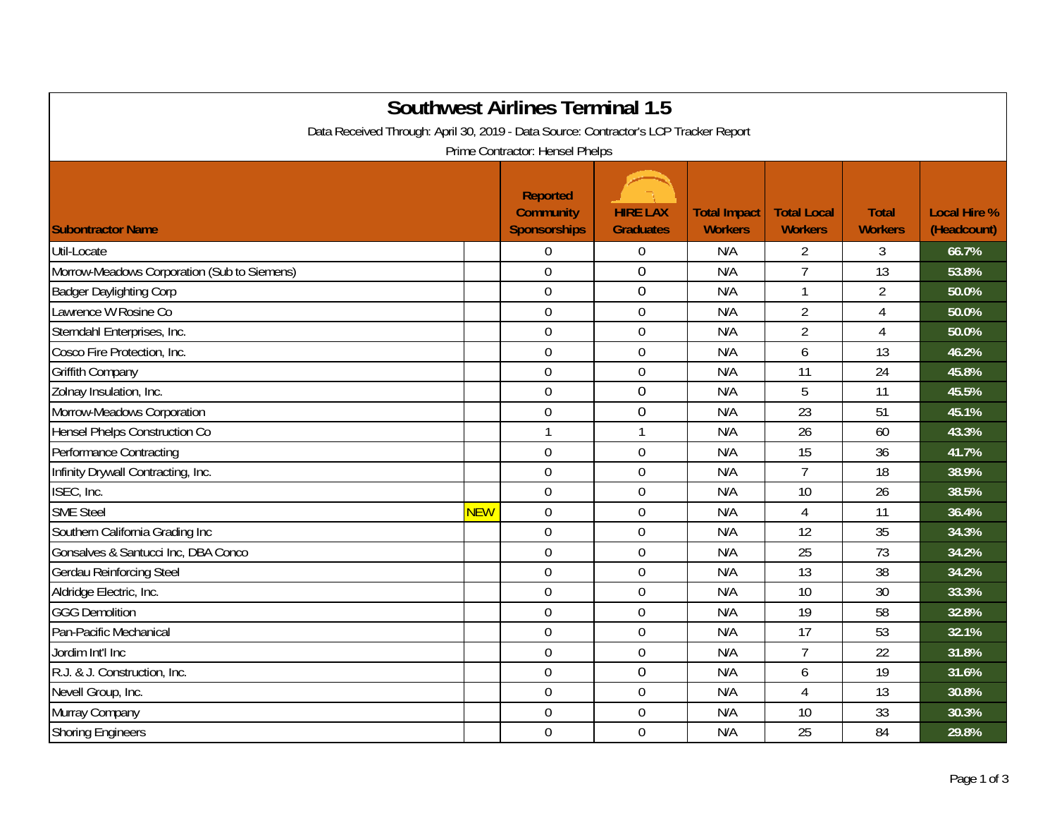# Southwest Airlines Terminal 1.5

Data Received Through: April 30, 2019 - Data Source: Contractor's LCP Tracker Report

Prime Contractor: Hensel Phelps

| Subontractor Name | | Reported Community Sponsorships | HIRE LAX Graduates | Total Impact Workers | Total Local Workers | Total Workers | Local Hire % (Headcount) |
|---|---|---|---|---|---|---|---|
| Util-Locate | | 0 | 0 | N/A | 2 | 3 | 66.7% |
| Morrow-Meadows Corporation (Sub to Siemens) | | 0 | 0 | N/A | 7 | 13 | 53.8% |
| Badger Daylighting Corp | | 0 | 0 | N/A | 1 | 2 | 50.0% |
| Lawrence W Rosine Co | | 0 | 0 | N/A | 2 | 4 | 50.0% |
| Sterndahl Enterprises, Inc. | | 0 | 0 | N/A | 2 | 4 | 50.0% |
| Cosco Fire Protection, Inc. | | 0 | 0 | N/A | 6 | 13 | 46.2% |
| Griffith Company | | 0 | 0 | N/A | 11 | 24 | 45.8% |
| Zolnay Insulation, Inc. | | 0 | 0 | N/A | 5 | 11 | 45.5% |
| Morrow-Meadows Corporation | | 0 | 0 | N/A | 23 | 51 | 45.1% |
| Hensel Phelps Construction Co | | 1 | 1 | N/A | 26 | 60 | 43.3% |
| Performance Contracting | | 0 | 0 | N/A | 15 | 36 | 41.7% |
| Infinity Drywall Contracting, Inc. | | 0 | 0 | N/A | 7 | 18 | 38.9% |
| ISEC, Inc. | | 0 | 0 | N/A | 10 | 26 | 38.5% |
| SME Steel | NEW | 0 | 0 | N/A | 4 | 11 | 36.4% |
| Southern California Grading Inc | | 0 | 0 | N/A | 12 | 35 | 34.3% |
| Gonsalves & Santucci Inc, DBA Conco | | 0 | 0 | N/A | 25 | 73 | 34.2% |
| Gerdau Reinforcing Steel | | 0 | 0 | N/A | 13 | 38 | 34.2% |
| Aldridge Electric, Inc. | | 0 | 0 | N/A | 10 | 30 | 33.3% |
| GGG Demolition | | 0 | 0 | N/A | 19 | 58 | 32.8% |
| Pan-Pacific Mechanical | | 0 | 0 | N/A | 17 | 53 | 32.1% |
| Jordim Int'l Inc | | 0 | 0 | N/A | 7 | 22 | 31.8% |
| R.J. & J. Construction, Inc. | | 0 | 0 | N/A | 6 | 19 | 31.6% |
| Nevell Group, Inc. | | 0 | 0 | N/A | 4 | 13 | 30.8% |
| Murray Company | | 0 | 0 | N/A | 10 | 33 | 30.3% |
| Shoring Engineers | | 0 | 0 | N/A | 25 | 84 | 29.8% |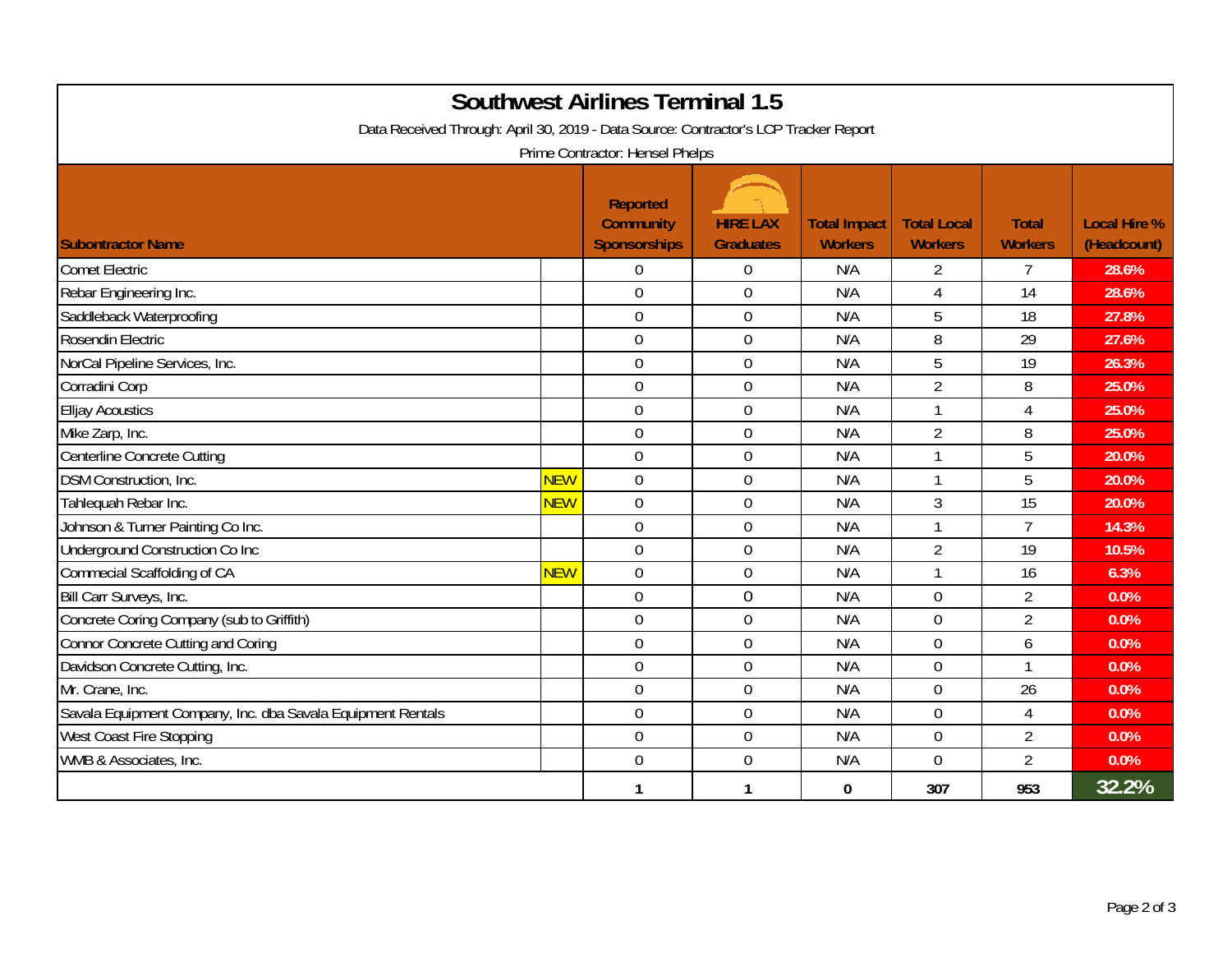# Southwest Airlines Terminal 1.5

Data Received Through: April 30, 2019 - Data Source: Contractor's LCP Tracker Report

Prime Contractor: Hensel Phelps

| Subontractor Name | | Reported Community Sponsorships | HIRE LAX Graduates | Total Impact Workers | Total Local Workers | Total Workers | Local Hire % (Headcount) |
|---|---|---|---|---|---|---|---|
| Comet Electric | | 0 | 0 | N/A | 2 | 7 | 28.6% |
| Rebar Engineering Inc. | | 0 | 0 | N/A | 4 | 14 | 28.6% |
| Saddleback Waterproofing | | 0 | 0 | N/A | 5 | 18 | 27.8% |
| Rosendin Electric | | 0 | 0 | N/A | 8 | 29 | 27.6% |
| NorCal Pipeline Services, Inc. | | 0 | 0 | N/A | 5 | 19 | 26.3% |
| Corradini Corp | | 0 | 0 | N/A | 2 | 8 | 25.0% |
| Elljay Acoustics | | 0 | 0 | N/A | 1 | 4 | 25.0% |
| Mike Zarp, Inc. | | 0 | 0 | N/A | 2 | 8 | 25.0% |
| Centerline Concrete Cutting | | 0 | 0 | N/A | 1 | 5 | 20.0% |
| DSM Construction, Inc. | NEW | 0 | 0 | N/A | 1 | 5 | 20.0% |
| Tahlequah Rebar Inc. | NEW | 0 | 0 | N/A | 3 | 15 | 20.0% |
| Johnson & Turner Painting Co Inc. | | 0 | 0 | N/A | 1 | 7 | 14.3% |
| Underground Construction Co Inc | | 0 | 0 | N/A | 2 | 19 | 10.5% |
| Commecial Scaffolding of CA | NEW | 0 | 0 | N/A | 1 | 16 | 6.3% |
| Bill Carr Surveys, Inc. | | 0 | 0 | N/A | 0 | 2 | 0.0% |
| Concrete Coring Company (sub to Griffith) | | 0 | 0 | N/A | 0 | 2 | 0.0% |
| Connor Concrete Cutting and Coring | | 0 | 0 | N/A | 0 | 6 | 0.0% |
| Davidson Concrete Cutting, Inc. | | 0 | 0 | N/A | 0 | 1 | 0.0% |
| Mr. Crane, Inc. | | 0 | 0 | N/A | 0 | 26 | 0.0% |
| Savala Equipment Company, Inc. dba Savala Equipment Rentals | | 0 | 0 | N/A | 0 | 4 | 0.0% |
| West Coast Fire Stopping | | 0 | 0 | N/A | 0 | 2 | 0.0% |
| WMB & Associates, Inc. | | 0 | 0 | N/A | 0 | 2 | 0.0% |
| | | 1 | 1 | 0 | 307 | 953 | 32.2% |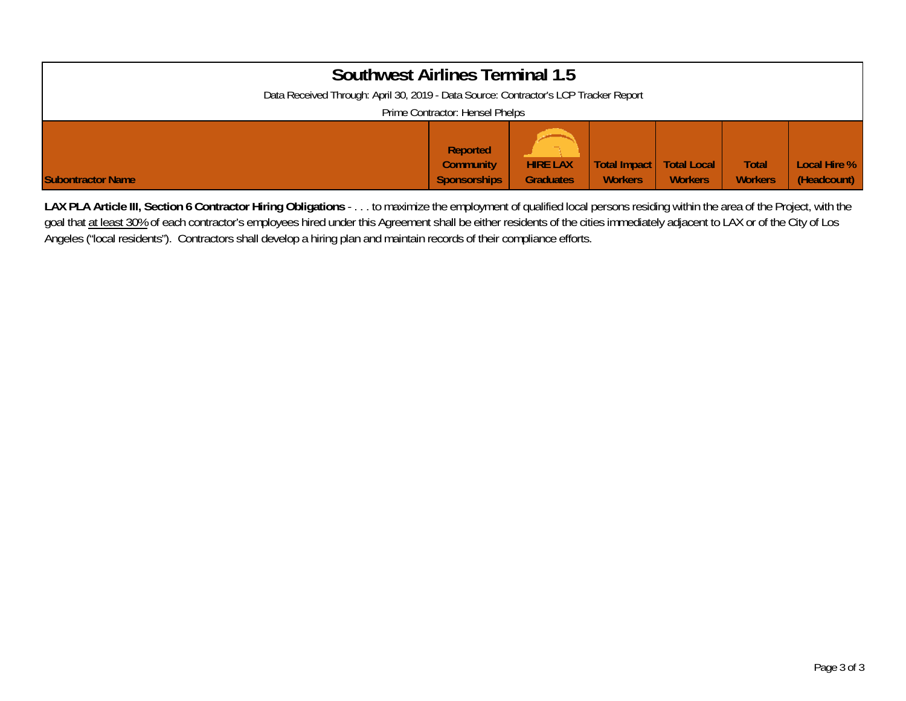# Southwest Airlines Terminal 1.5

Data Received Through: April 30, 2019 - Data Source: Contractor's LCP Tracker Report

Prime Contractor: Hensel Phelps

| Subontractor Name | Reported Community Sponsorships | HIRE LAX Graduates | Total Impact Workers | Total Local Workers | Total Workers | Local Hire % (Headcount) |
|---|---|---|---|---|---|---|

**LAX PLA Article III, Section 6 Contractor Hiring Obligations** - . . . to maximize the employment of qualified local persons residing within the area of the Project, with the goal that at least 30% of each contractor's employees hired under this Agreement shall be either residents of the cities immediately adjacent to LAX or of the City of Los Angeles ("local residents"). Contractors shall develop a hiring plan and maintain records of their compliance efforts.